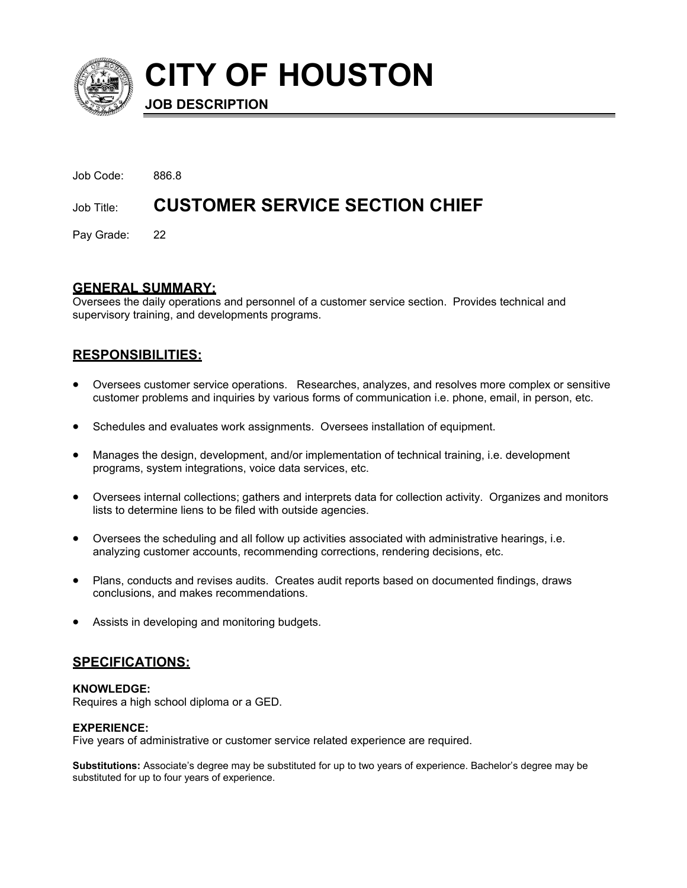# CITY OF HOUSTON

**JOB DESCRIPTION**

Job Code: 886.8

Job Title: **CUSTOMER SERVICE SECTION CHIEF**

Pay Grade: 22

## GENERAL SUMMARY:

Oversees the daily operations and personnel of a customer service section. Provides technical and supervisory training, and developments programs.

## RESPONSIBILITIES:

- Oversees customer service operations. Researches, analyzes, and resolves more complex or sensitive customer problems and inquiries by various forms of communication i.e. phone, email, in person, etc.
- Schedules and evaluates work assignments. Oversees installation of equipment.
- Manages the design, development, and/or implementation of technical training, i.e. development programs, system integrations, voice data services, etc.
- Oversees internal collections; gathers and interprets data for collection activity. Organizes and monitors lists to determine liens to be filed with outside agencies.
- Oversees the scheduling and all follow up activities associated with administrative hearings, i.e. analyzing customer accounts, recommending corrections, rendering decisions, etc.
- Plans, conducts and revises audits. Creates audit reports based on documented findings, draws conclusions, and makes recommendations.
- Assists in developing and monitoring budgets.

## SPECIFICATIONS:

**KNOWLEDGE:**
Requires a high school diploma or a GED.

**EXPERIENCE:**
Five years of administrative or customer service related experience are required.

**Substitutions:** Associate's degree may be substituted for up to two years of experience. Bachelor's degree may be substituted for up to four years of experience.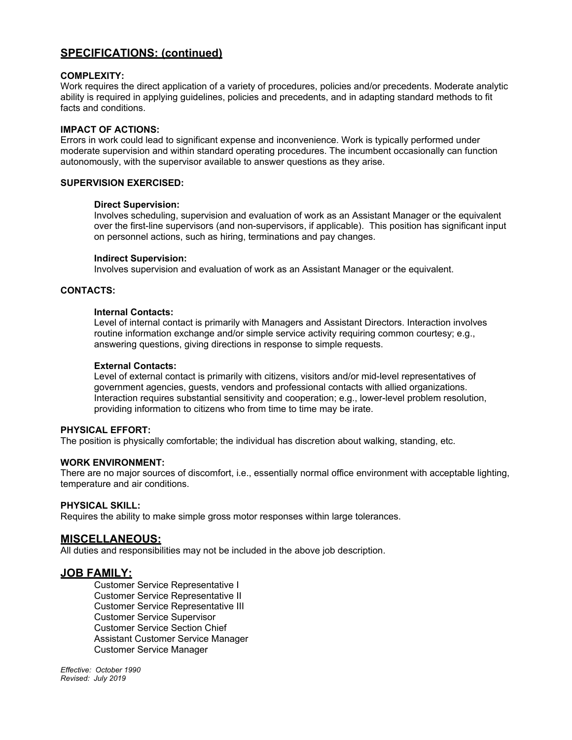## SPECIFICATIONS: (continued)

**COMPLEXITY:**
Work requires the direct application of a variety of procedures, policies and/or precedents. Moderate analytic ability is required in applying guidelines, policies and precedents, and in adapting standard methods to fit facts and conditions.

**IMPACT OF ACTIONS:**
Errors in work could lead to significant expense and inconvenience. Work is typically performed under moderate supervision and within standard operating procedures. The incumbent occasionally can function autonomously, with the supervisor available to answer questions as they arise.

**SUPERVISION EXERCISED:**

**Direct Supervision:**
Involves scheduling, supervision and evaluation of work as an Assistant Manager or the equivalent over the first-line supervisors (and non-supervisors, if applicable). This position has significant input on personnel actions, such as hiring, terminations and pay changes.

**Indirect Supervision:**
Involves supervision and evaluation of work as an Assistant Manager or the equivalent.

**CONTACTS:**

**Internal Contacts:**
Level of internal contact is primarily with Managers and Assistant Directors. Interaction involves routine information exchange and/or simple service activity requiring common courtesy; e.g., answering questions, giving directions in response to simple requests.

**External Contacts:**
Level of external contact is primarily with citizens, visitors and/or mid-level representatives of government agencies, guests, vendors and professional contacts with allied organizations. Interaction requires substantial sensitivity and cooperation; e.g., lower-level problem resolution, providing information to citizens who from time to time may be irate.

**PHYSICAL EFFORT:**
The position is physically comfortable; the individual has discretion about walking, standing, etc.

**WORK ENVIRONMENT:**
There are no major sources of discomfort, i.e., essentially normal office environment with acceptable lighting, temperature and air conditions.

**PHYSICAL SKILL:**
Requires the ability to make simple gross motor responses within large tolerances.

## MISCELLANEOUS:

All duties and responsibilities may not be included in the above job description.

## JOB FAMILY:

Customer Service Representative I
Customer Service Representative II
Customer Service Representative III
Customer Service Supervisor
Customer Service Section Chief
Assistant Customer Service Manager
Customer Service Manager

*Effective: October 1990*
*Revised: July 2019*